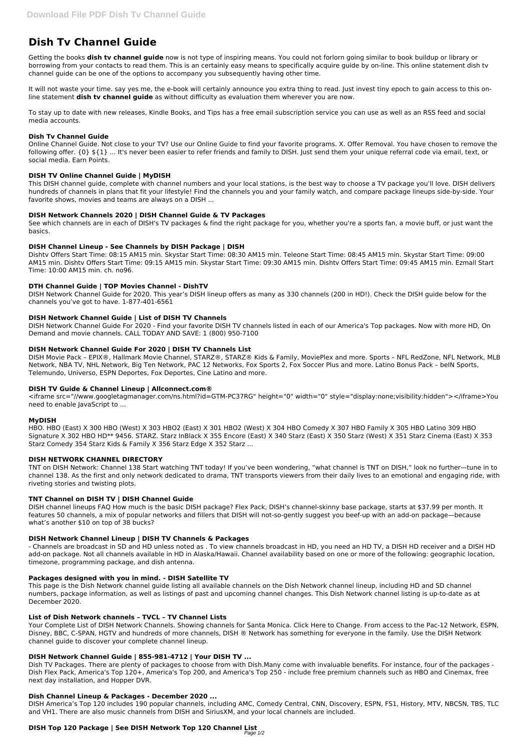# Dish Tv Channel Guide

Getting the books **dish tv channel guide** now is not type of inspiring means. You could not forlorn going similar to book buildup or library or borrowing from your contacts to read them. This is an certainly easy means to specifically acquire guide by on-line. This online statement dish tv channel guide can be one of the options to accompany you subsequently having other time.

It will not waste your time. say yes me, the e-book will certainly announce you extra thing to read. Just invest tiny epoch to gain access to this on-line statement **dish tv channel guide** as without difficulty as evaluation them wherever you are now.

To stay up to date with new releases, Kindle Books, and Tips has a free email subscription service you can use as well as an RSS feed and social media accounts.

### Dish Tv Channel Guide

Online Channel Guide. Not close to your TV? Use our Online Guide to find your favorite programs. X. Offer Removal. You have chosen to remove the following offer. {0} ${1} ... It's never been easier to refer friends and family to DISH. Just send them your unique referral code via email, text, or social media. Earn Points.

### DISH TV Online Channel Guide | MyDISH

This DISH channel guide, complete with channel numbers and your local stations, is the best way to choose a TV package you'll love. DISH delivers hundreds of channels in plans that fit your lifestyle! Find the channels you and your family watch, and compare package lineups side-by-side. Your favorite shows, movies and teams are always on a DISH ...

### DISH Network Channels 2020 | DISH Channel Guide & TV Packages

See which channels are in each of DISH's TV packages & find the right package for you, whether you're a sports fan, a movie buff, or just want the basics.

### DISH Channel Lineup - See Channels by DISH Package | DISH

Dishtv Offers Start Time: 08:15 AM15 min. Skystar Start Time: 08:30 AM15 min. Teleone Start Time: 08:45 AM15 min. Skystar Start Time: 09:00 AM15 min. Dishtv Offers Start Time: 09:15 AM15 min. Skystar Start Time: 09:30 AM15 min. Dishtv Offers Start Time: 09:45 AM15 min. Ezmall Start Time: 10:00 AM15 min. ch. no96.

### DTH Channel Guide | TOP Movies Channel - DishTV

DISH Network Channel Guide for 2020. This year's DISH lineup offers as many as 330 channels (200 in HD!). Check the DISH guide below for the channels you've got to have. 1-877-401-6561

### DISH Network Channel Guide | List of DISH TV Channels

DISH Network Channel Guide For 2020 - Find your favorite DISH TV channels listed in each of our America's Top packages. Now with more HD, On Demand and movie channels. CALL TODAY AND SAVE: 1 (800) 950-7100

### DISH Network Channel Guide For 2020 | DISH TV Channels List

DISH Movie Pack – EPIX®, Hallmark Movie Channel, STARZ®, STARZ® Kids & Family, MoviePlex and more. Sports – NFL RedZone, NFL Network, MLB Network, NBA TV, NHL Network, Big Ten Network, PAC 12 Networks, Fox Sports 2, Fox Soccer Plus and more. Latino Bonus Pack – beIN Sports, Telemundo, Universo, ESPN Deportes, Fox Deportes, Cine Latino and more.

### DISH TV Guide & Channel Lineup | Allconnect.com®

<iframe src="//www.googletagmanager.com/ns.html?id=GTM-PC37RG" height="0" width="0" style="display:none;visibility:hidden"></iframe>You need to enable JavaScript to ...

### MyDISH

HBO. HBO (East) X 300 HBO (West) X 303 HBO2 (East) X 301 HBO2 (West) X 304 HBO Comedy X 307 HBO Family X 305 HBO Latino 309 HBO Signature X 302 HBO HD** 9456. STARZ. Starz InBlack X 355 Encore (East) X 340 Starz (East) X 350 Starz (West) X 351 Starz Cinema (East) X 353 Starz Comedy 354 Starz Kids & Family X 356 Starz Edge X 352 Starz ...

### DISH NETWORK CHANNEL DIRECTORY

TNT on DISH Network: Channel 138 Start watching TNT today! If you've been wondering, "what channel is TNT on DISH," look no further—tune in to channel 138. As the first and only network dedicated to drama, TNT transports viewers from their daily lives to an emotional and engaging ride, with riveting stories and twisting plots.

### TNT Channel on DISH TV | DISH Channel Guide

DISH channel lineups FAQ How much is the basic DISH package? Flex Pack, DISH's channel-skinny base package, starts at $37.99 per month. It features 50 channels, a mix of popular networks and fillers that DISH will not-so-gently suggest you beef-up with an add-on package—because what's another $10 on top of 38 bucks?

### DISH Network Channel Lineup | DISH TV Channels & Packages

- Channels are broadcast in SD and HD unless noted as . To view channels broadcast in HD, you need an HD TV, a DISH HD receiver and a DISH HD add-on package. Not all channels available in HD in Alaska/Hawaii. Channel availability based on one or more of the following: geographic location, timezone, programming package, and dish antenna.

### Packages designed with you in mind. - DISH Satellite TV

This page is the Dish Network channel guide listing all available channels on the Dish Network channel lineup, including HD and SD channel numbers, package information, as well as listings of past and upcoming channel changes. This Dish Network channel listing is up-to-date as at December 2020.

### List of Dish Network channels – TVCL – TV Channel Lists

Your Complete List of DISH Network Channels. Showing channels for Santa Monica. Click Here to Change. From access to the Pac-12 Network, ESPN, Disney, BBC, C-SPAN, HGTV and hundreds of more channels, DISH ® Network has something for everyone in the family. Use the DISH Network channel guide to discover your complete channel lineup.

### DISH Network Channel Guide | 855-981-4712 | Your DISH TV ...

Dish TV Packages. There are plenty of packages to choose from with Dish.Many come with invaluable benefits. For instance, four of the packages - Dish Flex Pack, America's Top 120+, America's Top 200, and America's Top 250 - include free premium channels such as HBO and Cinemax, free next day installation, and Hopper DVR.

### Dish Channel Lineup & Packages - December 2020 ...

DISH America's Top 120 includes 190 popular channels, including AMC, Comedy Central, CNN, Discovery, ESPN, FS1, History, MTV, NBCSN, TBS, TLC and VH1. There are also music channels from DISH and SiriusXM, and your local channels are included.

### DISH Top 120 Package | See DISH Network Top 120 Channel List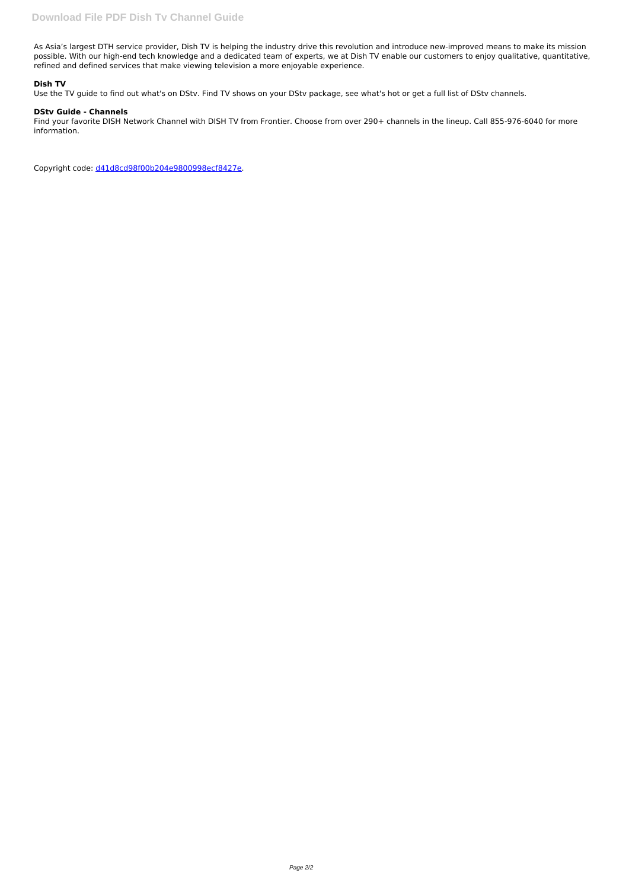As Asia’s largest DTH service provider, Dish TV is helping the industry drive this revolution and introduce new-improved means to make its mission possible. With our high-end tech knowledge and a dedicated team of experts, we at Dish TV enable our customers to enjoy qualitative, quantitative, refined and defined services that make viewing television a more enjoyable experience.

**Dish TV**

Use the TV guide to find out what's on DStv. Find TV shows on your DStv package, see what's hot or get a full list of DStv channels.

**DStv Guide - Channels**

Find your favorite DISH Network Channel with DISH TV from Frontier. Choose from over 290+ channels in the lineup. Call 855-976-6040 for more information.

Copyright code: d41d8cd98f00b204e9800998ecf8427e.